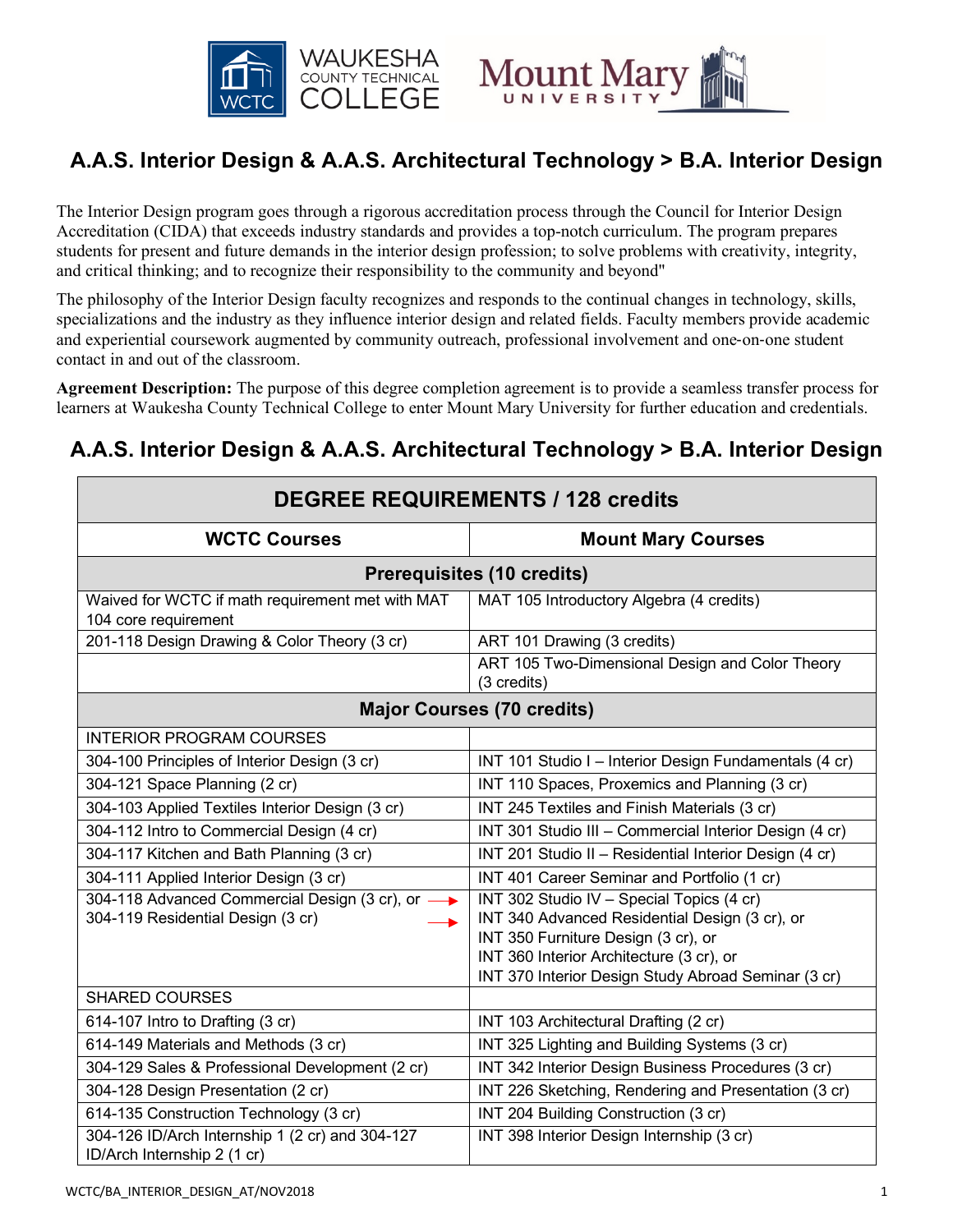# A.A.S. Interior Design & A.A.S. Architectural Technology > B.A. Interior Design

The Interior Design program goes through a rigorous accreditation process through the Council for Interior Design Accreditation (CIDA) that exceeds industry standards and provides a top-notch curriculum. The program prepares students for present and future demands in the interior design profession; to solve problems with creativity, integrity, and critical thinking; and to recognize their responsibility to the community and beyond"

The philosophy of the Interior Design faculty recognizes and responds to the continual changes in technology, skills, specializations and the industry as they influence interior design and related fields. Faculty members provide academic and experiential coursework augmented by community outreach, professional involvement and one-on-one student contact in and out of the classroom.

**Agreement Description:** The purpose of this degree completion agreement is to provide a seamless transfer process for learners at Waukesha County Technical College to enter Mount Mary University for further education and credentials.

## A.A.S. Interior Design & A.A.S. Architectural Technology > B.A. Interior Design

| DEGREE REQUIREMENTS / 128 credits | |
|---|---|
| **WCTC Courses** | **Mount Mary Courses** |
| **Prerequisites (10 credits)** | |
| Waived for WCTC if math requirement met with MAT 104 core requirement | MAT 105 Introductory Algebra (4 credits) |
| 201-118 Design Drawing & Color Theory (3 cr) | ART 101 Drawing (3 credits) |
| | ART 105 Two-Dimensional Design and Color Theory (3 credits) |
| **Major Courses (70 credits)** | |
| INTERIOR PROGRAM COURSES | |
| 304-100 Principles of Interior Design (3 cr) | INT 101 Studio I – Interior Design Fundamentals (4 cr) |
| 304-121 Space Planning (2 cr) | INT 110 Spaces, Proxemics and Planning (3 cr) |
| 304-103 Applied Textiles Interior Design (3 cr) | INT 245 Textiles and Finish Materials (3 cr) |
| 304-112 Intro to Commercial Design (4 cr) | INT 301 Studio III – Commercial Interior Design (4 cr) |
| 304-117 Kitchen and Bath Planning (3 cr) | INT 201 Studio II – Residential Interior Design (4 cr) |
| 304-111 Applied Interior Design (3 cr) | INT 401 Career Seminar and Portfolio (1 cr) |
| 304-118 Advanced Commercial Design (3 cr), or → 304-119 Residential Design (3 cr) → | INT 302 Studio IV – Special Topics (4 cr) INT 340 Advanced Residential Design (3 cr), or INT 350 Furniture Design (3 cr), or INT 360 Interior Architecture (3 cr), or INT 370 Interior Design Study Abroad Seminar (3 cr) |
| SHARED COURSES | |
| 614-107 Intro to Drafting (3 cr) | INT 103 Architectural Drafting (2 cr) |
| 614-149 Materials and Methods (3 cr) | INT 325 Lighting and Building Systems (3 cr) |
| 304-129 Sales & Professional Development (2 cr) | INT 342 Interior Design Business Procedures (3 cr) |
| 304-128 Design Presentation (2 cr) | INT 226 Sketching, Rendering and Presentation (3 cr) |
| 614-135 Construction Technology (3 cr) | INT 204 Building Construction (3 cr) |
| 304-126 ID/Arch Internship 1 (2 cr) and 304-127 ID/Arch Internship 2 (1 cr) | INT 398 Interior Design Internship (3 cr) |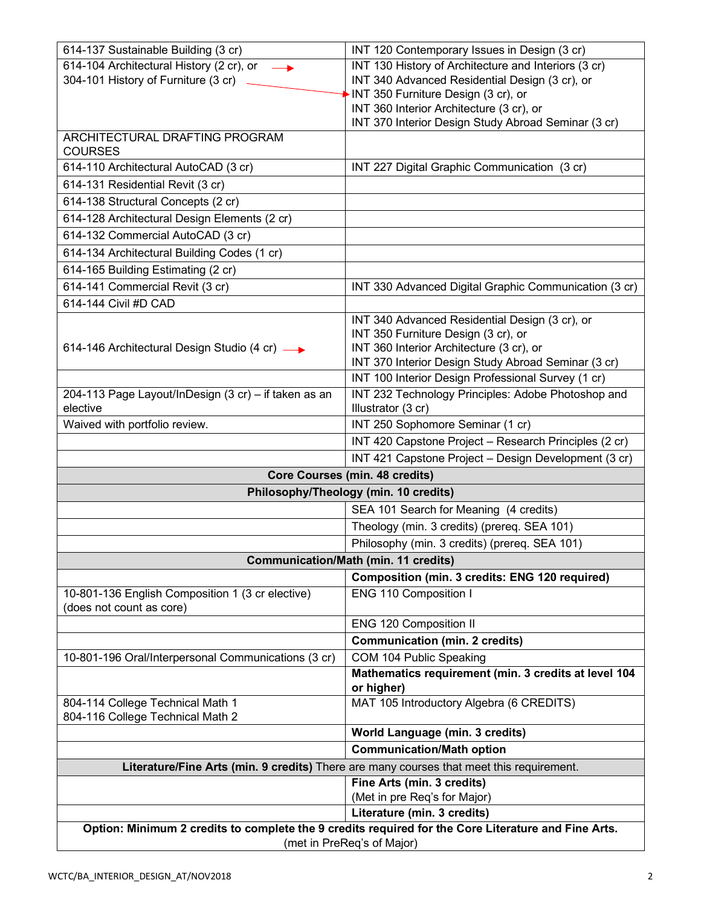| | |
|---|---|
| 614-137 Sustainable Building (3 cr) | INT 120 Contemporary Issues in Design (3 cr) |
| 614-104 Architectural History (2 cr), or → <br> 304-101 History of Furniture (3 cr) → | INT 130 History of Architecture and Interiors (3 cr) <br> INT 340 Advanced Residential Design (3 cr), or <br> INT 350 Furniture Design (3 cr), or <br> INT 360 Interior Architecture (3 cr), or <br> INT 370 Interior Design Study Abroad Seminar (3 cr) |
| ARCHITECTURAL DRAFTING PROGRAM COURSES | |
| 614-110 Architectural AutoCAD (3 cr) | INT 227 Digital Graphic Communication (3 cr) |
| 614-131 Residential Revit (3 cr) | |
| 614-138 Structural Concepts (2 cr) | |
| 614-128 Architectural Design Elements (2 cr) | |
| 614-132 Commercial AutoCAD (3 cr) | |
| 614-134 Architectural Building Codes (1 cr) | |
| 614-165 Building Estimating (2 cr) | |
| 614-141 Commercial Revit (3 cr) | INT 330 Advanced Digital Graphic Communication (3 cr) |
| 614-144 Civil #D CAD | |
| 614-146 Architectural Design Studio (4 cr) → | INT 340 Advanced Residential Design (3 cr), or <br> INT 350 Furniture Design (3 cr), or <br> INT 360 Interior Architecture (3 cr), or <br> INT 370 Interior Design Study Abroad Seminar (3 cr) |
| | INT 100 Interior Design Professional Survey (1 cr) |
| 204-113 Page Layout/InDesign (3 cr) – if taken as an elective | INT 232 Technology Principles: Adobe Photoshop and Illustrator (3 cr) |
| Waived with portfolio review. | INT 250 Sophomore Seminar (1 cr) |
| | INT 420 Capstone Project – Research Principles (2 cr) |
| | INT 421 Capstone Project – Design Development (3 cr) |
| **Core Courses (min. 48 credits)** | |
| **Philosophy/Theology (min. 10 credits)** | |
| | SEA 101 Search for Meaning (4 credits) |
| | Theology (min. 3 credits) (prereq. SEA 101) |
| | Philosophy (min. 3 credits) (prereq. SEA 101) |
| **Communication/Math (min. 11 credits)** | |
| | **Composition (min. 3 credits: ENG 120 required)** |
| 10-801-136 English Composition 1 (3 cr elective) (does not count as core) | ENG 110 Composition I |
| | ENG 120 Composition II |
| | **Communication (min. 2 credits)** |
| 10-801-196 Oral/Interpersonal Communications (3 cr) | COM 104 Public Speaking |
| | **Mathematics requirement (min. 3 credits at level 104 or higher)** |
| 804-114 College Technical Math 1 <br> 804-116 College Technical Math 2 | MAT 105 Introductory Algebra (6 CREDITS) |
| | **World Language (min. 3 credits)** |
| | **Communication/Math option** |
| **Literature/Fine Arts (min. 9 credits)** There are many courses that meet this requirement. | |
| | **Fine Arts (min. 3 credits)** <br> (Met in pre Req's for Major) |
| | **Literature (min. 3 credits)** |
| **Option: Minimum 2 credits to complete the 9 credits required for the Core Literature and Fine Arts.** (met in PreReq's of Major) | |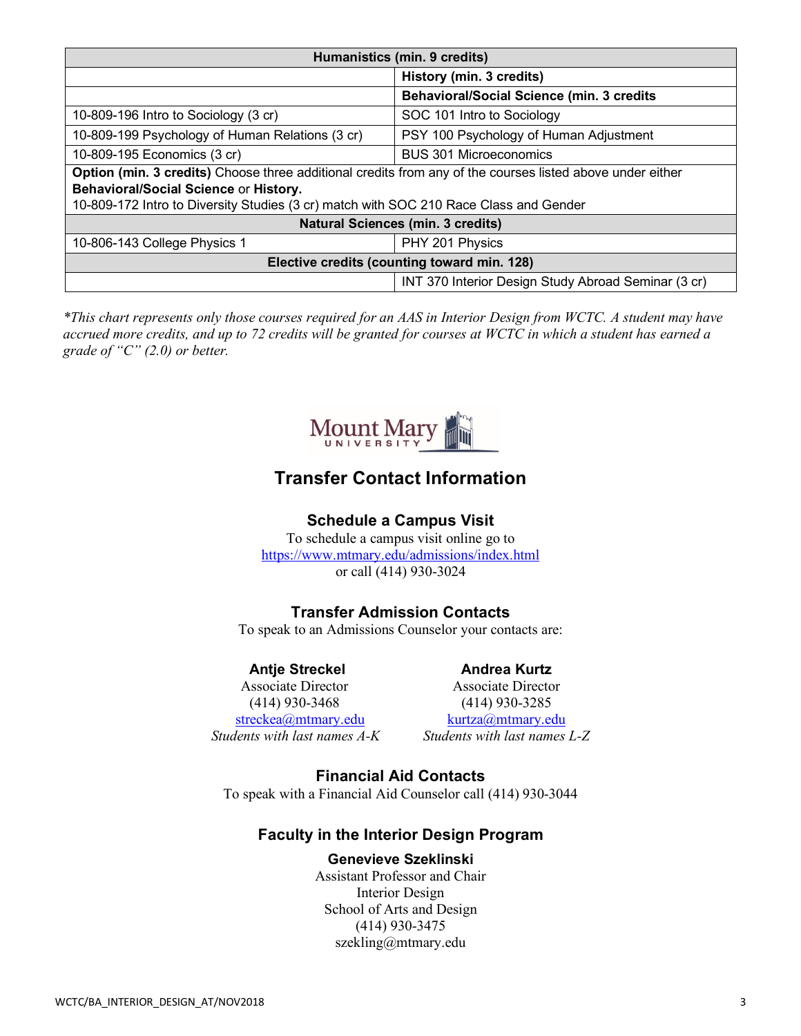| Humanistics (min. 9 credits) | |
|---|---|
| | **History (min. 3 credits)** |
| | **Behavioral/Social Science (min. 3 credits** |
| 10-809-196 Intro to Sociology (3 cr) | SOC 101 Intro to Sociology |
| 10-809-199 Psychology of Human Relations (3 cr) | PSY 100 Psychology of Human Adjustment |
| 10-809-195 Economics (3 cr) | BUS 301 Microeconomics |
| **Option (min. 3 credits)** Choose three additional credits from any of the courses listed above under either **Behavioral/Social Science** or **History.** 10-809-172 Intro to Diversity Studies (3 cr) match with SOC 210 Race Class and Gender | |
| **Natural Sciences (min. 3 credits)** | |
| 10-806-143 College Physics 1 | PHY 201 Physics |
| **Elective credits (counting toward min. 128)** | |
| | INT 370 Interior Design Study Abroad Seminar (3 cr) |

*\*This chart represents only those courses required for an AAS in Interior Design from WCTC. A student may have accrued more credits, and up to 72 credits will be granted for courses at WCTC in which a student has earned a grade of "C" (2.0) or better.*

Mount Mary UNIVERSITY

## Transfer Contact Information

### Schedule a Campus Visit

To schedule a campus visit online go to
https://www.mtmary.edu/admissions/index.html
or call (414) 930-3024

### Transfer Admission Contacts

To speak to an Admissions Counselor your contacts are:

**Antje Streckel**
Associate Director
(414) 930-3468
streckea@mtmary.edu
*Students with last names A-K*

**Andrea Kurtz**
Associate Director
(414) 930-3285
kurtza@mtmary.edu
*Students with last names L-Z*

### Financial Aid Contacts

To speak with a Financial Aid Counselor call (414) 930-3044

### Faculty in the Interior Design Program

**Genevieve Szeklinski**
Assistant Professor and Chair
Interior Design
School of Arts and Design
(414) 930-3475
szekling@mtmary.edu